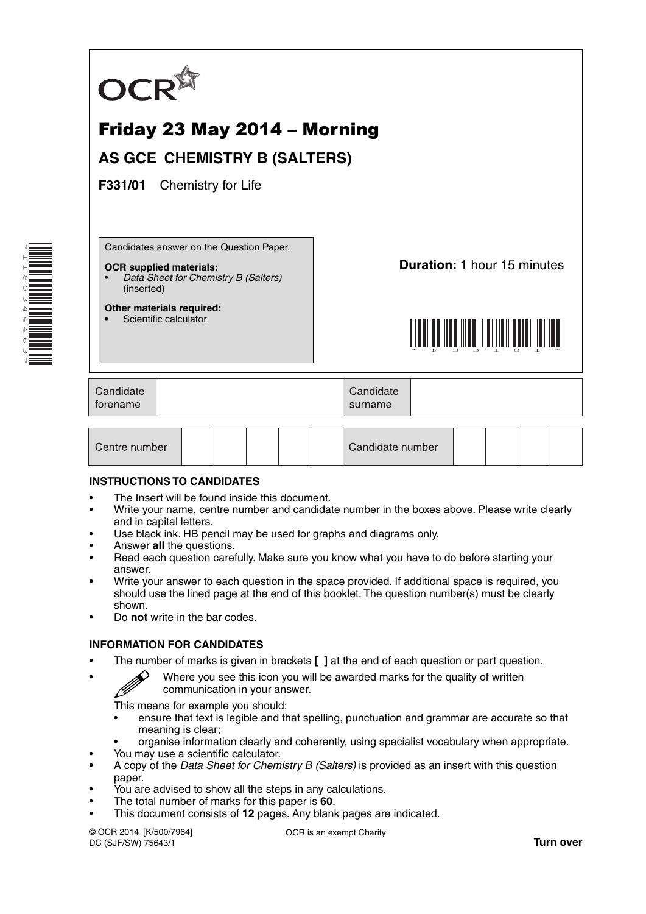OCR

# Friday 23 May 2014 – Morning

## AS GCE CHEMISTRY B (SALTERS)

**F331/01** Chemistry for Life

Candidates answer on the Question Paper.

**OCR supplied materials:**
- *Data Sheet for Chemistry B (Salters)* (inserted)

**Other materials required:**
- Scientific calculator

**Duration:** 1 hour 15 minutes

| Candidate forename | | Candidate surname | |
|---|---|---|---|

| Centre number | | | | | | Candidate number | | | | |
|---|---|---|---|---|---|---|---|---|---|---|

### INSTRUCTIONS TO CANDIDATES

- The Insert will be found inside this document.
- Write your name, centre number and candidate number in the boxes above. Please write clearly and in capital letters.
- Use black ink. HB pencil may be used for graphs and diagrams only.
- Answer **all** the questions.
- Read each question carefully. Make sure you know what you have to do before starting your answer.
- Write your answer to each question in the space provided. If additional space is required, you should use the lined page at the end of this booklet. The question number(s) must be clearly shown.
- Do **not** write in the bar codes.

### INFORMATION FOR CANDIDATES

- The number of marks is given in brackets **[ ]** at the end of each question or part question.
- Where you see this icon you will be awarded marks for the quality of written communication in your answer.

  This means for example you should:
  - ensure that text is legible and that spelling, punctuation and grammar are accurate so that meaning is clear;
  - organise information clearly and coherently, using specialist vocabulary when appropriate.
- You may use a scientific calculator.
- A copy of the *Data Sheet for Chemistry B (Salters)* is provided as an insert with this question paper.
- You are advised to show all the steps in any calculations.
- The total number of marks for this paper is **60**.
- This document consists of **12** pages. Any blank pages are indicated.

© OCR 2014 [K/500/7964]
DC (SJF/SW) 75643/1

OCR is an exempt Charity

**Turn over**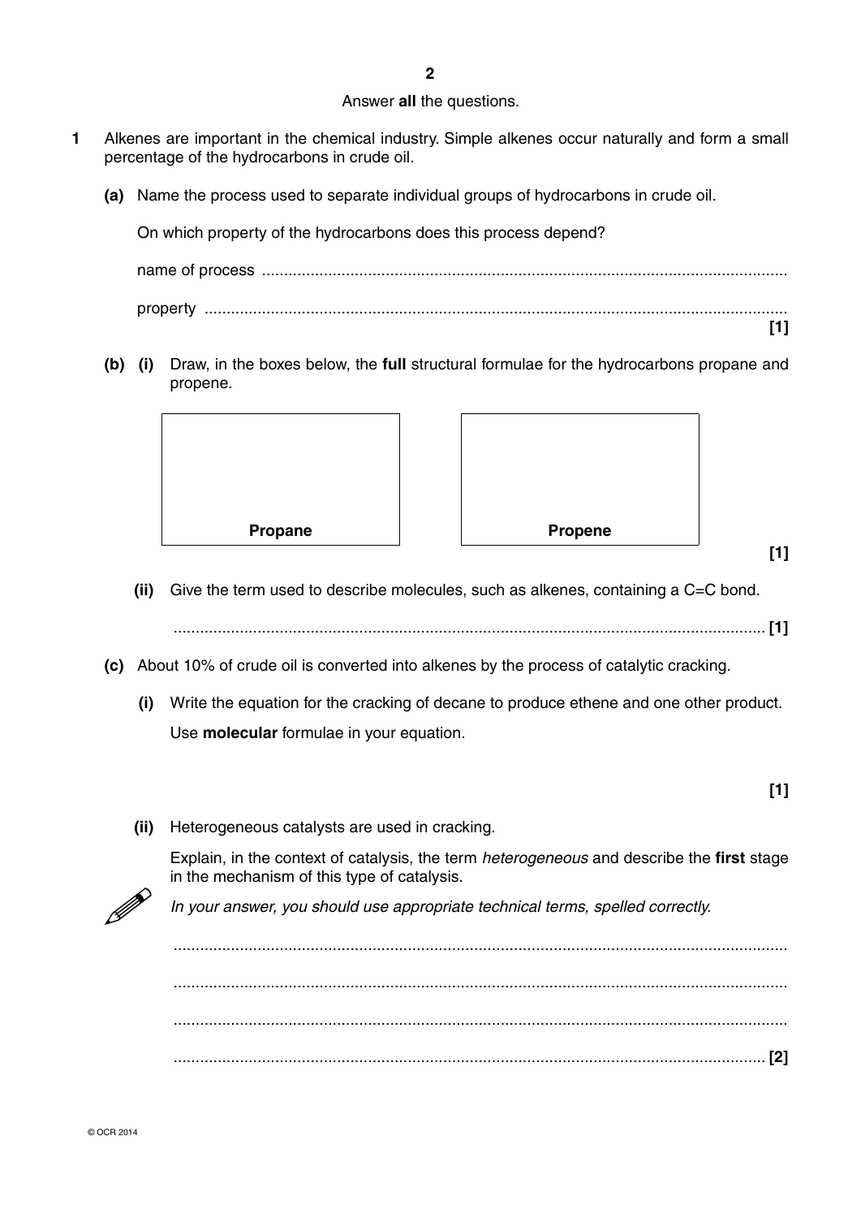Answer **all** the questions.

**1** Alkenes are important in the chemical industry. Simple alkenes occur naturally and form a small percentage of the hydrocarbons in crude oil.

**(a)** Name the process used to separate individual groups of hydrocarbons in crude oil.

On which property of the hydrocarbons does this process depend?

name of process ..............................................................................................................

property .............................................................................................................................. **[1]**

**(b) (i)** Draw, in the boxes below, the **full** structural formulae for the hydrocarbons propane and propene.

| **Propane** | **Propene** |
|---|---|
| | |

**[1]**

**(ii)** Give the term used to describe molecules, such as alkenes, containing a C=C bond.

.............................................................................................................................. **[1]**

**(c)** About 10% of crude oil is converted into alkenes by the process of catalytic cracking.

**(i)** Write the equation for the cracking of decane to produce ethene and one other product.

Use **molecular** formulae in your equation.

**[1]**

**(ii)** Heterogeneous catalysts are used in cracking.

Explain, in the context of catalysis, the term *heterogeneous* and describe the **first** stage in the mechanism of this type of catalysis.

*In your answer, you should use appropriate technical terms, spelled correctly.*

..............................................................................................................................

..............................................................................................................................

..............................................................................................................................

.............................................................................................................................. **[2]**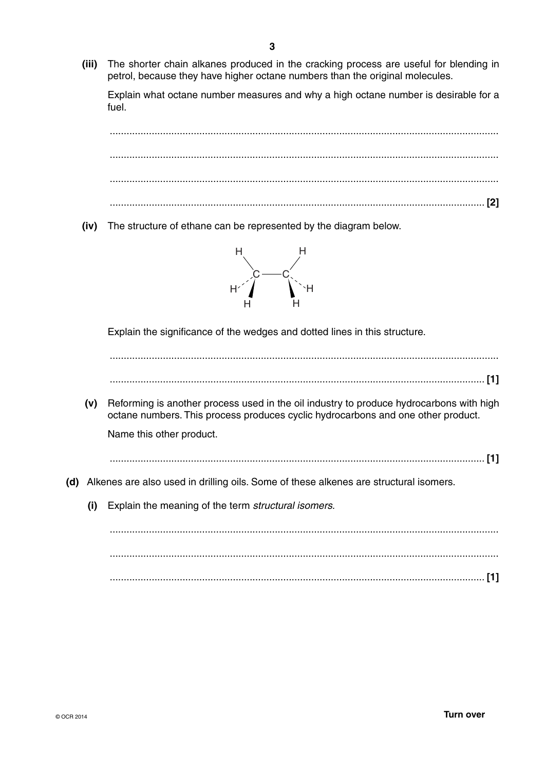**(iii)** The shorter chain alkanes produced in the cracking process are useful for blending in petrol, because they have higher octane numbers than the original molecules.

Explain what octane number measures and why a high octane number is desirable for a fuel.

..........................................................................................................................................

..........................................................................................................................................

..........................................................................................................................................

.................................................................................................................................... **[2]**

**(iv)** The structure of ethane can be represented by the diagram below.

Explain the significance of the wedges and dotted lines in this structure.

..........................................................................................................................................

.................................................................................................................................... **[1]**

**(v)** Reforming is another process used in the oil industry to produce hydrocarbons with high octane numbers. This process produces cyclic hydrocarbons and one other product.

Name this other product.

.................................................................................................................................... **[1]**

**(d)** Alkenes are also used in drilling oils. Some of these alkenes are structural isomers.

**(i)** Explain the meaning of the term *structural isomers.*

..........................................................................................................................................

..........................................................................................................................................

.................................................................................................................................... **[1]**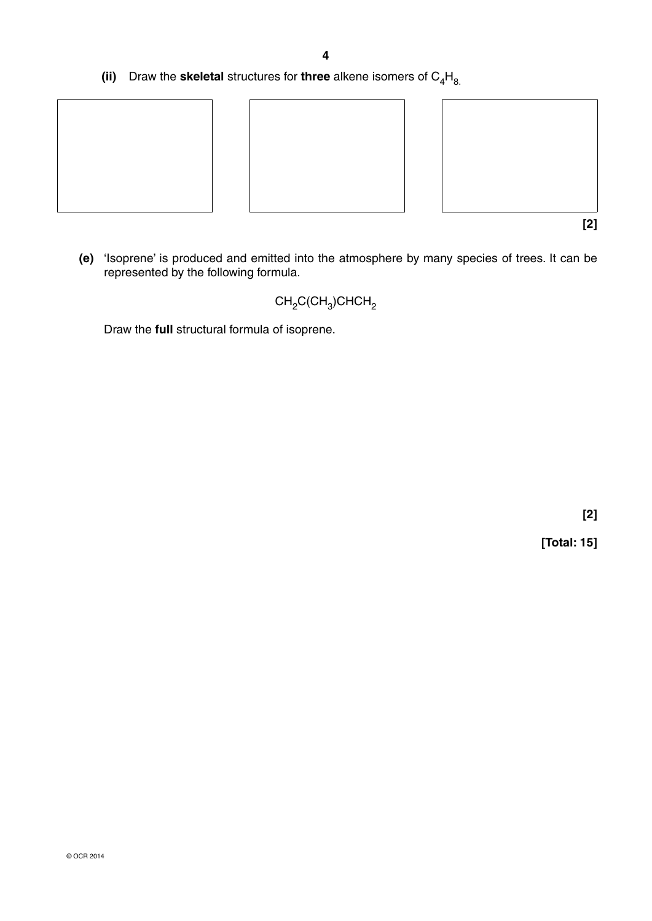**(ii)** Draw the **skeletal** structures for **three** alkene isomers of $C_4H_8$.

[2]

**(e)** 'Isoprene' is produced and emitted into the atmosphere by many species of trees. It can be represented by the following formula.

$$CH_2C(CH_3)CHCH_2$$

Draw the **full** structural formula of isoprene.

[2]

**[Total: 15]**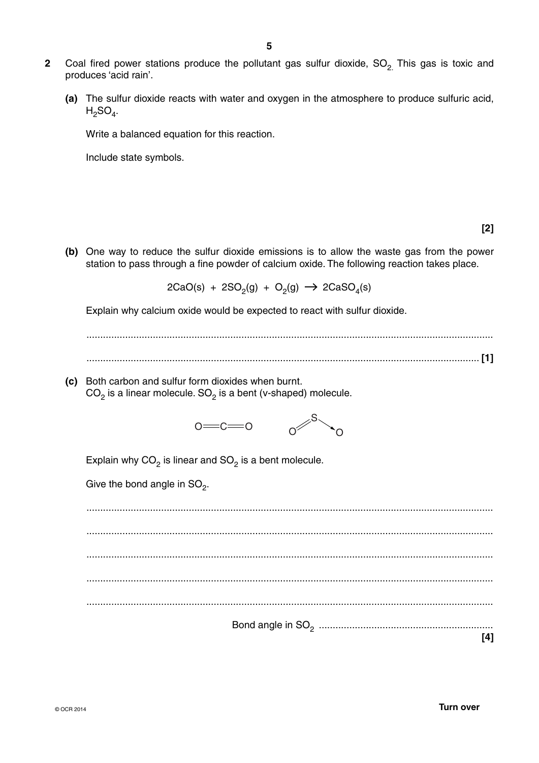**2** Coal fired power stations produce the pollutant gas sulfur dioxide, $SO_2$. This gas is toxic and produces 'acid rain'.

**(a)** The sulfur dioxide reacts with water and oxygen in the atmosphere to produce sulfuric acid, $H_2SO_4$.

Write a balanced equation for this reaction.

Include state symbols.

**[2]**

**(b)** One way to reduce the sulfur dioxide emissions is to allow the waste gas from the power station to pass through a fine powder of calcium oxide. The following reaction takes place.

$$2CaO(s) + 2SO_2(g) + O_2(g) \rightarrow 2CaSO_4(s)$$

Explain why calcium oxide would be expected to react with sulfur dioxide.

...........................................................................................................................................

........................................................................................................................................... **[1]**

**(c)** Both carbon and sulfur form dioxides when burnt.
$CO_2$ is a linear molecule. $SO_2$ is a bent (v-shaped) molecule.

O=C=O

Explain why $CO_2$ is linear and $SO_2$ is a bent molecule.

Give the bond angle in $SO_2$.

...........................................................................................................................................

...........................................................................................................................................

...........................................................................................................................................

...........................................................................................................................................

...........................................................................................................................................

Bond angle in $SO_2$ ...............................................................

**[4]**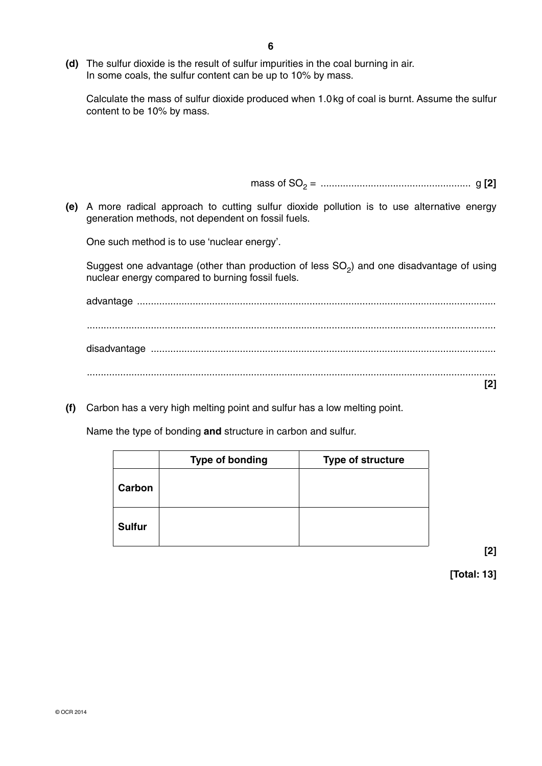**(d)** The sulfur dioxide is the result of sulfur impurities in the coal burning in air.
In some coals, the sulfur content can be up to 10% by mass.

Calculate the mass of sulfur dioxide produced when 1.0 kg of coal is burnt. Assume the sulfur content to be 10% by mass.

mass of $SO_2$ = ...................................................... g **[2]**

**(e)** A more radical approach to cutting sulfur dioxide pollution is to use alternative energy generation methods, not dependent on fossil fuels.

One such method is to use 'nuclear energy'.

Suggest one advantage (other than production of less $SO_2$) and one disadvantage of using nuclear energy compared to burning fossil fuels.

advantage ..................................................................................................................................

..................................................................................................................................................

disadvantage ..............................................................................................................................

.................................................................................................................................................. **[2]**

**(f)** Carbon has a very high melting point and sulfur has a low melting point.

Name the type of bonding **and** structure in carbon and sulfur.

| | **Type of bonding** | **Type of structure** |
|---|---|---|
| **Carbon** | | |
| **Sulfur** | | |

**[2]**

**[Total: 13]**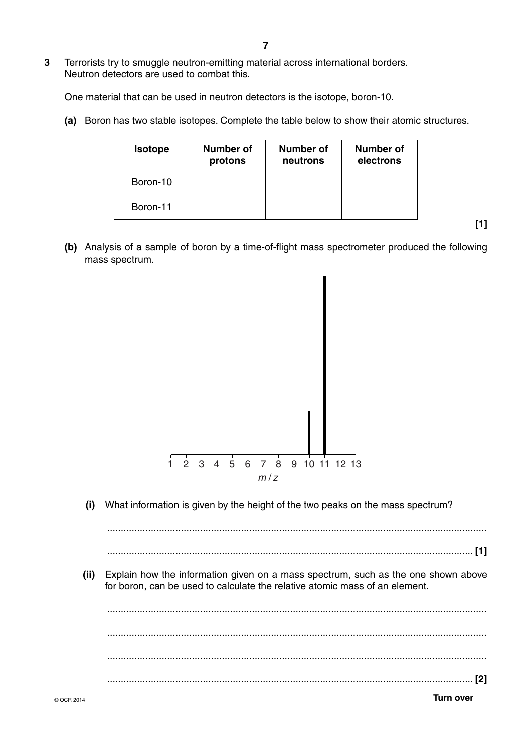**3** Terrorists try to smuggle neutron-emitting material across international borders. Neutron detectors are used to combat this.

One material that can be used in neutron detectors is the isotope, boron-10.

**(a)** Boron has two stable isotopes. Complete the table below to show their atomic structures.

| Isotope | Number of protons | Number of neutrons | Number of electrons |
|---|---|---|---|
| Boron-10 | | | |
| Boron-11 | | | |

**[1]**

**(b)** Analysis of a sample of boron by a time-of-flight mass spectrometer produced the following mass spectrum.

[Mass spectrum: x-axis $m/z$ from 1 to 13; a shorter peak at 10 and a taller peak at 11]

**(i)** What information is given by the height of the two peaks on the mass spectrum?

.......................................................................................................................................

.................................................................................................................................. **[1]**

**(ii)** Explain how the information given on a mass spectrum, such as the one shown above for boron, can be used to calculate the relative atomic mass of an element.

.......................................................................................................................................

.......................................................................................................................................

.......................................................................................................................................

.................................................................................................................................. **[2]**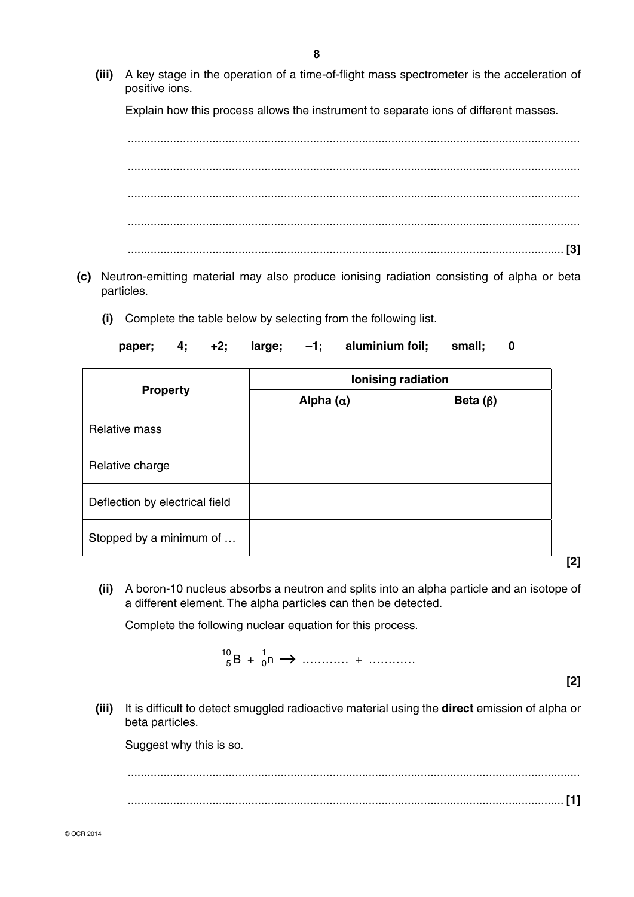**(iii)** A key stage in the operation of a time-of-flight mass spectrometer is the acceleration of positive ions.

Explain how this process allows the instrument to separate ions of different masses.

..........................................................................................................................................

..........................................................................................................................................

..........................................................................................................................................

..........................................................................................................................................

.......................................................................................................................................... **[3]**

**(c)** Neutron-emitting material may also produce ionising radiation consisting of alpha or beta particles.

**(i)** Complete the table below by selecting from the following list.

**paper; 4; +2; large; –1; aluminium foil; small; 0**

| Property | Ionising radiation | |
|---|---|---|
| | **Alpha ($\alpha$)** | **Beta ($\beta$)** |
| Relative mass | | |
| Relative charge | | |
| Deflection by electrical field | | |
| Stopped by a minimum of … | | |

**[2]**

**(ii)** A boron-10 nucleus absorbs a neutron and splits into an alpha particle and an isotope of a different element. The alpha particles can then be detected.

Complete the following nuclear equation for this process.

$$^{10}_{5}B + ^{1}_{0}n \rightarrow \text{............} + \text{............}$$

**[2]**

**(iii)** It is difficult to detect smuggled radioactive material using the **direct** emission of alpha or beta particles.

Suggest why this is so.

..........................................................................................................................................

.......................................................................................................................................... **[1]**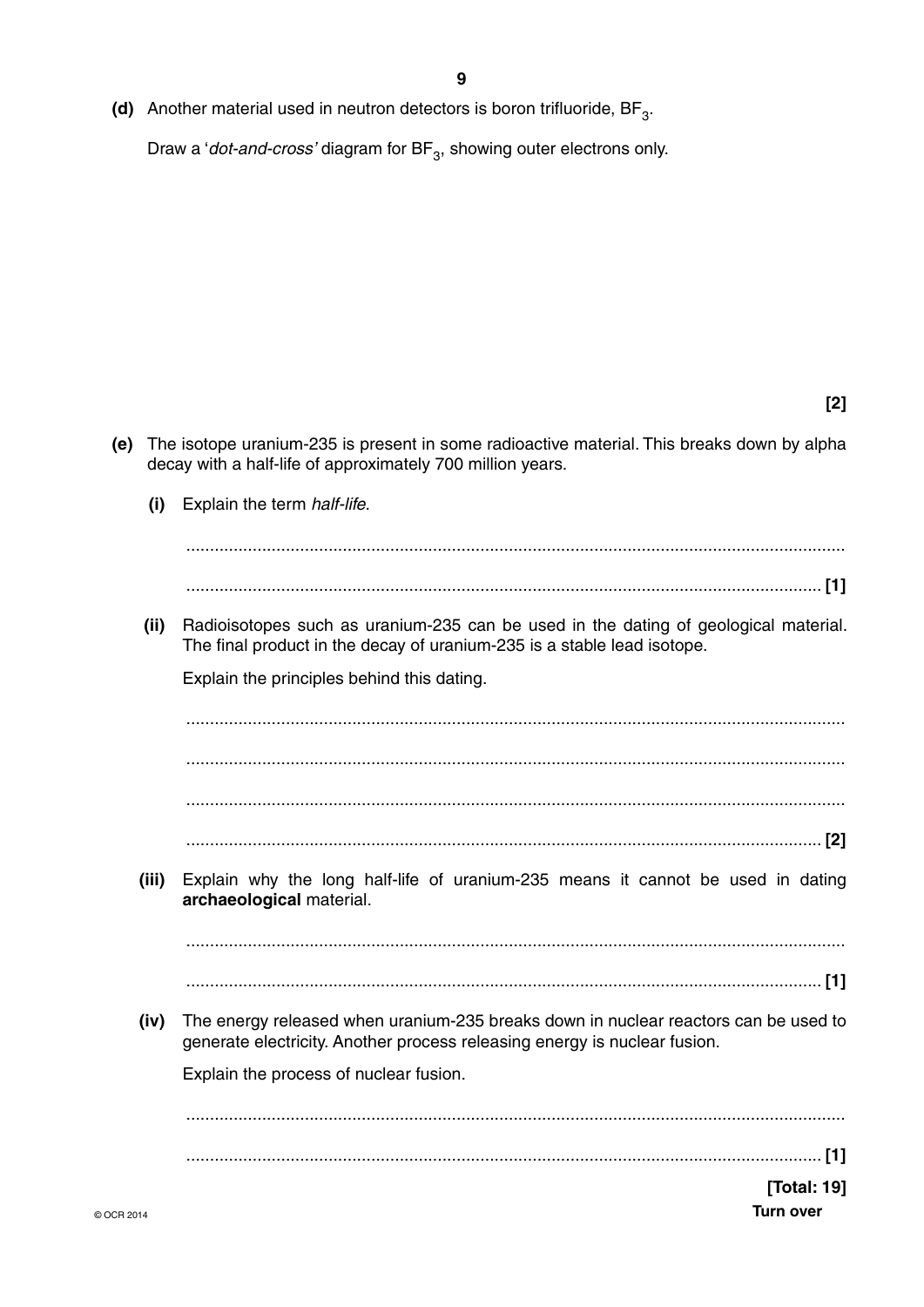(d) Another material used in neutron detectors is boron trifluoride, $BF_3$.

Draw a '*dot-and-cross'* diagram for $BF_3$, showing outer electrons only.

[2]

(e) The isotope uranium-235 is present in some radioactive material. This breaks down by alpha decay with a half-life of approximately 700 million years.

(i) Explain the term *half-life*.

..........................................................................................................................................

.................................................................................................................................... [1]

(ii) Radioisotopes such as uranium-235 can be used in the dating of geological material. The final product in the decay of uranium-235 is a stable lead isotope.

Explain the principles behind this dating.

..........................................................................................................................................

..........................................................................................................................................

..........................................................................................................................................

.................................................................................................................................... [2]

(iii) Explain why the long half-life of uranium-235 means it cannot be used in dating **archaeological** material.

..........................................................................................................................................

.................................................................................................................................... [1]

(iv) The energy released when uranium-235 breaks down in nuclear reactors can be used to generate electricity. Another process releasing energy is nuclear fusion.

Explain the process of nuclear fusion.

..........................................................................................................................................

.................................................................................................................................... [1]

**[Total: 19]**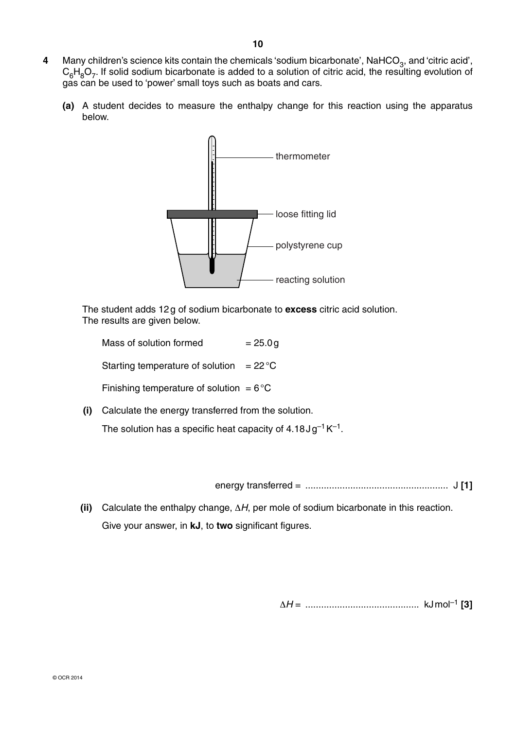**4** Many children's science kits contain the chemicals 'sodium bicarbonate', $NaHCO_3$, and 'citric acid', $C_6H_8O_7$. If solid sodium bicarbonate is added to a solution of citric acid, the resulting evolution of gas can be used to 'power' small toys such as boats and cars.

**(a)** A student decides to measure the enthalpy change for this reaction using the apparatus below.

thermometer

loose fitting lid

polystyrene cup

reacting solution

The student adds 12 g of sodium bicarbonate to **excess** citric acid solution.
The results are given below.

Mass of solution formed = 25.0 g

Starting temperature of solution = 22 °C

Finishing temperature of solution = 6 °C

**(i)** Calculate the energy transferred from the solution.

The solution has a specific heat capacity of 4.18 J g$^{-1}$ K$^{-1}$.

energy transferred = ...................................................... J **[1]**

**(ii)** Calculate the enthalpy change, $\Delta H$, per mole of sodium bicarbonate in this reaction.

Give your answer, in **kJ**, to **two** significant figures.

$\Delta H$ = ........................................... kJ mol$^{-1}$ **[3]**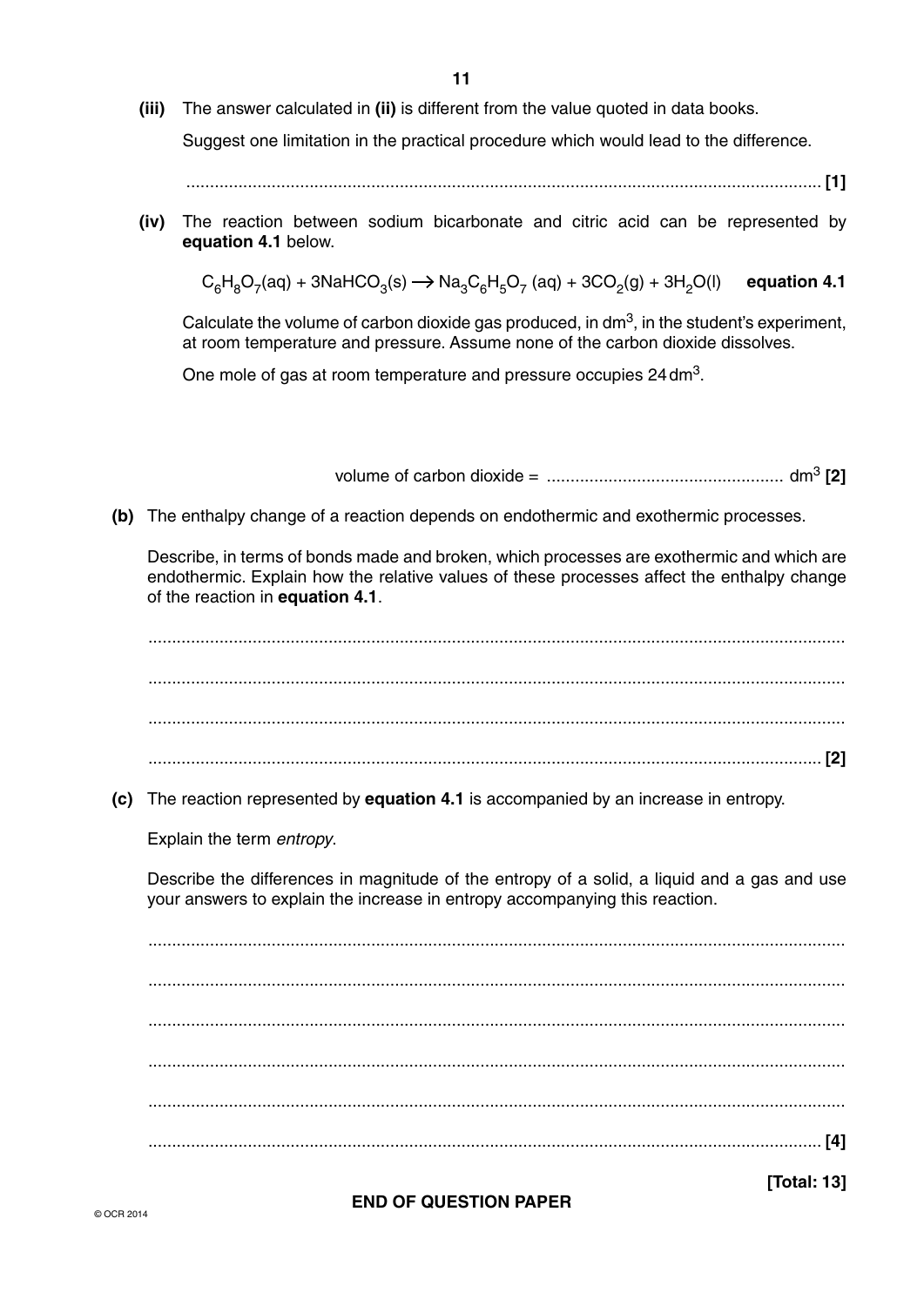**(iii)** The answer calculated in **(ii)** is different from the value quoted in data books.

Suggest one limitation in the practical procedure which would lead to the difference.

........................................................................................................................................ **[1]**

**(iv)** The reaction between sodium bicarbonate and citric acid can be represented by **equation 4.1** below.

$$C_6H_8O_7(aq) + 3NaHCO_3(s) \longrightarrow Na_3C_6H_5O_7(aq) + 3CO_2(g) + 3H_2O(l) \quad \textbf{equation 4.1}$$

Calculate the volume of carbon dioxide gas produced, in $dm^3$, in the student's experiment, at room temperature and pressure. Assume none of the carbon dioxide dissolves.

One mole of gas at room temperature and pressure occupies $24\,dm^3$.

volume of carbon dioxide = .................................................. $dm^3$ **[2]**

**(b)** The enthalpy change of a reaction depends on endothermic and exothermic processes.

Describe, in terms of bonds made and broken, which processes are exothermic and which are endothermic. Explain how the relative values of these processes affect the enthalpy change of the reaction in **equation 4.1**.

..............................................................................................................................................

..............................................................................................................................................

..............................................................................................................................................

.............................................................................................................................................. **[2]**

**(c)** The reaction represented by **equation 4.1** is accompanied by an increase in entropy.

Explain the term *entropy*.

Describe the differences in magnitude of the entropy of a solid, a liquid and a gas and use your answers to explain the increase in entropy accompanying this reaction.

..............................................................................................................................................

..............................................................................................................................................

..............................................................................................................................................

..............................................................................................................................................

..............................................................................................................................................

.............................................................................................................................................. **[4]**

**[Total: 13]**

**END OF QUESTION PAPER**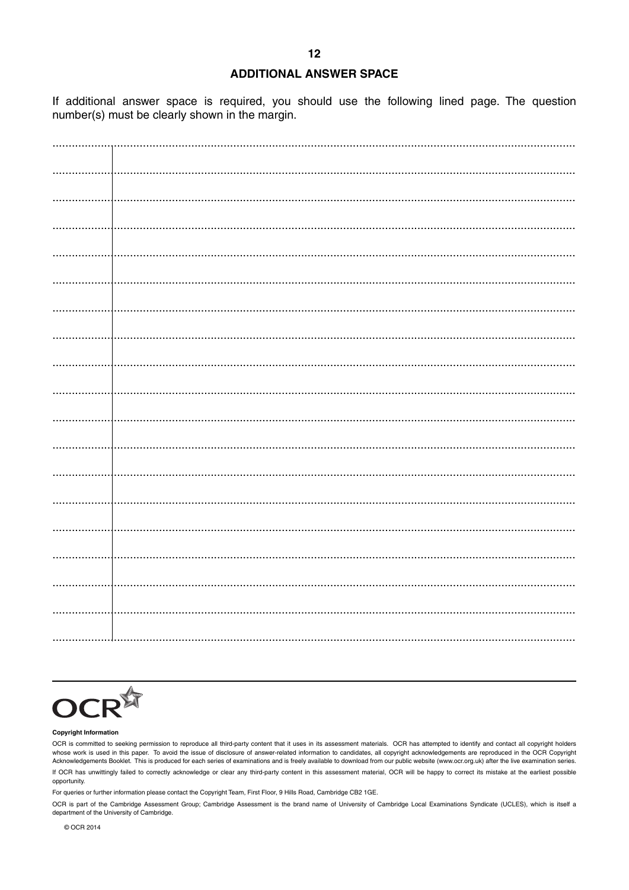## ADDITIONAL ANSWER SPACE

If additional answer space is required, you should use the following lined page. The question number(s) must be clearly shown in the margin.

**Copyright Information**

OCR is committed to seeking permission to reproduce all third-party content that it uses in its assessment materials. OCR has attempted to identify and contact all copyright holders whose work is used in this paper. To avoid the issue of disclosure of answer-related information to candidates, all copyright acknowledgements are reproduced in the OCR Copyright Acknowledgements Booklet. This is produced for each series of examinations and is freely available to download from our public website (www.ocr.org.uk) after the live examination series.

If OCR has unwittingly failed to correctly acknowledge or clear any third-party content in this assessment material, OCR will be happy to correct its mistake at the earliest possible opportunity.

For queries or further information please contact the Copyright Team, First Floor, 9 Hills Road, Cambridge CB2 1GE.

OCR is part of the Cambridge Assessment Group; Cambridge Assessment is the brand name of University of Cambridge Local Examinations Syndicate (UCLES), which is itself a department of the University of Cambridge.

© OCR 2014